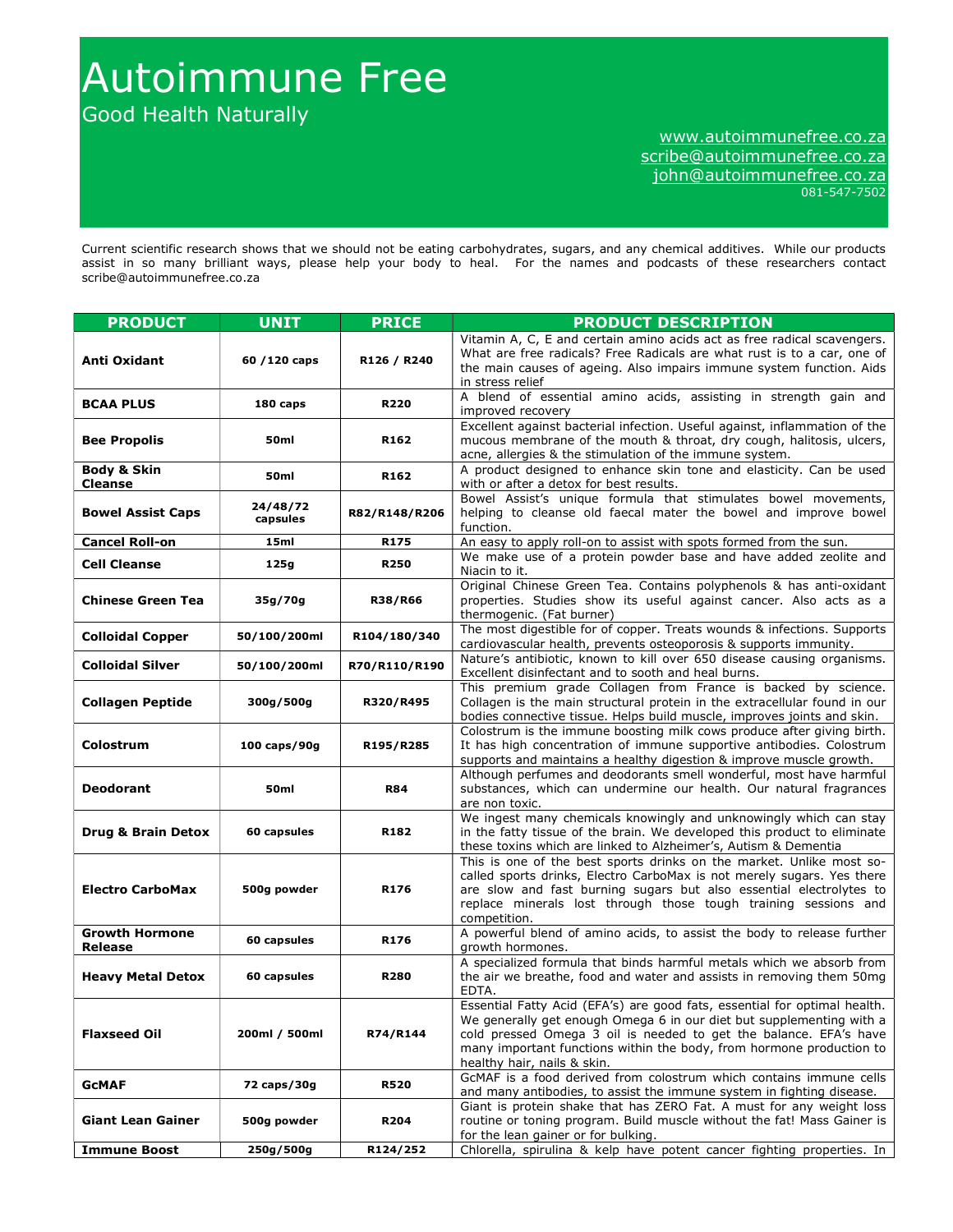# Autoimmune Free

Good Health Naturally

www.autoimmunefree.co.za
scribe@autoimmunefree.co.za
john@autoimmunefree.co.za
081-547-7502

Current scientific research shows that we should not be eating carbohydrates, sugars, and any chemical additives. While our products assist in so many brilliant ways, please help your body to heal. For the names and podcasts of these researchers contact scribe@autoimmunefree.co.za

| PRODUCT | UNIT | PRICE | PRODUCT DESCRIPTION |
|---|---|---|---|
| **Anti Oxidant** | 60 /120 caps | R126 / R240 | Vitamin A, C, E and certain amino acids act as free radical scavengers. What are free radicals? Free Radicals are what rust is to a car, one of the main causes of ageing. Also impairs immune system function. Aids in stress relief |
| **BCAA PLUS** | 180 caps | R220 | A blend of essential amino acids, assisting in strength gain and improved recovery |
| **Bee Propolis** | 50ml | R162 | Excellent against bacterial infection. Useful against, inflammation of the mucous membrane of the mouth & throat, dry cough, halitosis, ulcers, acne, allergies & the stimulation of the immune system. |
| **Body & Skin Cleanse** | 50ml | R162 | A product designed to enhance skin tone and elasticity. Can be used with or after a detox for best results. |
| **Bowel Assist Caps** | 24/48/72 capsules | R82/R148/R206 | Bowel Assist's unique formula that stimulates bowel movements, helping to cleanse old faecal mater the bowel and improve bowel function. |
| **Cancel Roll-on** | 15ml | R175 | An easy to apply roll-on to assist with spots formed from the sun. |
| **Cell Cleanse** | 125g | R250 | We make use of a protein powder base and have added zeolite and Niacin to it. |
| **Chinese Green Tea** | 35g/70g | R38/R66 | Original Chinese Green Tea. Contains polyphenols & has anti-oxidant properties. Studies show its useful against cancer. Also acts as a thermogenic. (Fat burner) |
| **Colloidal Copper** | 50/100/200ml | R104/180/340 | The most digestible for of copper. Treats wounds & infections. Supports cardiovascular health, prevents osteoporosis & supports immunity. |
| **Colloidal Silver** | 50/100/200ml | R70/R110/R190 | Nature's antibiotic, known to kill over 650 disease causing organisms. Excellent disinfectant and to sooth and heal burns. |
| **Collagen Peptide** | 300g/500g | R320/R495 | This premium grade Collagen from France is backed by science. Collagen is the main structural protein in the extracellular found in our bodies connective tissue. Helps build muscle, improves joints and skin. |
| **Colostrum** | 100 caps/90g | R195/R285 | Colostrum is the immune boosting milk cows produce after giving birth. It has high concentration of immune supportive antibodies. Colostrum supports and maintains a healthy digestion & improve muscle growth. |
| **Deodorant** | 50ml | R84 | Although perfumes and deodorants smell wonderful, most have harmful substances, which can undermine our health. Our natural fragrances are non toxic. |
| **Drug & Brain Detox** | 60 capsules | R182 | We ingest many chemicals knowingly and unknowingly which can stay in the fatty tissue of the brain. We developed this product to eliminate these toxins which are linked to Alzheimer's, Autism & Dementia |
| **Electro CarboMax** | 500g powder | R176 | This is one of the best sports drinks on the market. Unlike most so-called sports drinks, Electro CarboMax is not merely sugars. Yes there are slow and fast burning sugars but also essential electrolytes to replace minerals lost through those tough training sessions and competition. |
| **Growth Hormone Release** | 60 capsules | R176 | A powerful blend of amino acids, to assist the body to release further growth hormones. |
| **Heavy Metal Detox** | 60 capsules | R280 | A specialized formula that binds harmful metals which we absorb from the air we breathe, food and water and assists in removing them 50mg EDTA. |
| **Flaxseed Oil** | 200ml / 500ml | R74/R144 | Essential Fatty Acid (EFA's) are good fats, essential for optimal health. We generally get enough Omega 6 in our diet but supplementing with a cold pressed Omega 3 oil is needed to get the balance. EFA's have many important functions within the body, from hormone production to healthy hair, nails & skin. |
| **GcMAF** | 72 caps/30g | R520 | GcMAF is a food derived from colostrum which contains immune cells and many antibodies, to assist the immune system in fighting disease. |
| **Giant Lean Gainer** | 500g powder | R204 | Giant is protein shake that has ZERO Fat. A must for any weight loss routine or toning program. Build muscle without the fat! Mass Gainer is for the lean gainer or for bulking. |
| **Immune Boost** | 250g/500g | R124/252 | Chlorella, spirulina & kelp have potent cancer fighting properties. In |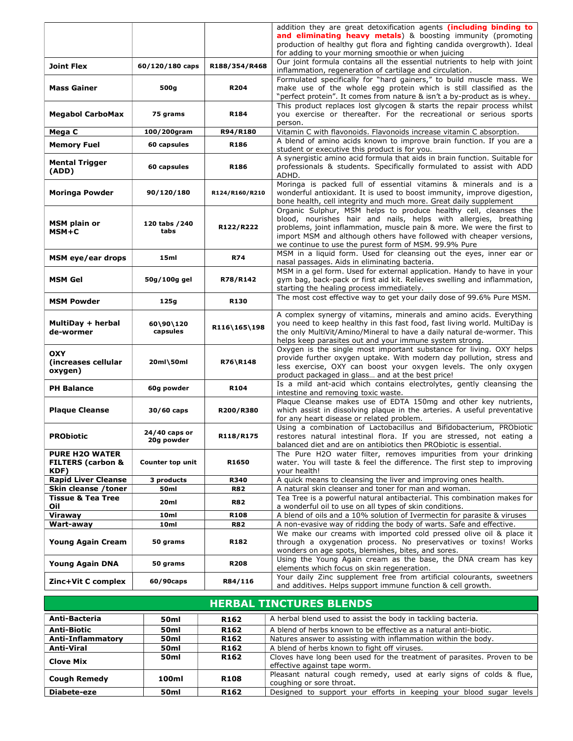| | | | |
|---|---|---|---|
| | | | addition they are great detoxification agents **(including binding to and eliminating heavy metals)** & boosting immunity (promoting production of healthy gut flora and fighting candida overgrowth). Ideal for adding to your morning smoothie or when juicing |
| **Joint Flex** | **60/120/180 caps** | **R188/354/R468** | Our joint formula contains all the essential nutrients to help with joint inflammation, regeneration of cartilage and circulation. |
| **Mass Gainer** | **500g** | **R204** | Formulated specifically for "hard gainers," to build muscle mass. We make use of the whole egg protein which is still classified as the "perfect protein". It comes from nature & isn't a by-product as is whey. |
| **Megabol CarboMax** | **75 grams** | **R184** | This product replaces lost glycogen & starts the repair process whilst you exercise or thereafter. For the recreational or serious sports person. |
| **Mega C** | **100/200gram** | **R94/R180** | Vitamin C with flavonoids. Flavonoids increase vitamin C absorption. |
| **Memory Fuel** | **60 capsules** | **R186** | A blend of amino acids known to improve brain function. If you are a student or executive this product is for you. |
| **Mental Trigger (ADD)** | **60 capsules** | **R186** | A synergistic amino acid formula that aids in brain function. Suitable for professionals & students. Specifically formulated to assist with ADD ADHD. |
| **Moringa Powder** | **90/120/180** | **R124/R160/R210** | Moringa is packed full of essential vitamins & minerals and is a wonderful antioxidant. It is used to boost immunity, improve digestion, bone health, cell integrity and much more. Great daily supplement |
| **MSM plain or MSM+C** | **120 tabs /240 tabs** | **R122/R222** | Organic Sulphur, MSM helps to produce healthy cell, cleanses the blood, nourishes hair and nails, helps with allergies, breathing problems, joint inflammation, muscle pain & more. We were the first to import MSM and although others have followed with cheaper versions, we continue to use the purest form of MSM. 99.9% Pure |
| **MSM eye/ear drops** | **15ml** | **R74** | MSM in a liquid form. Used for cleansing out the eyes, inner ear or nasal passages. Aids in eliminating bacteria. |
| **MSM Gel** | **50g/100g gel** | **R78/R142** | MSM in a gel form. Used for external application. Handy to have in your gym bag, back-pack or first aid kit. Relieves swelling and inflammation, starting the healing process immediately. |
| **MSM Powder** | **125g** | **R130** | The most cost effective way to get your daily dose of 99.6% Pure MSM. |
| **MultiDay + herbal de-wormer** | **60\90\120 capsules** | **R116\165\198** | A complex synergy of vitamins, minerals and amino acids. Everything you need to keep healthy in this fast food, fast living world. MultiDay is the only MultiVit/Amino/Mineral to have a daily natural de-wormer. This helps keep parasites out and your immune system strong. |
| **OXY (increases cellular oxygen)** | **20ml\50ml** | **R76\R148** | Oxygen is the single most important substance for living. OXY helps provide further oxygen uptake. With modern day pollution, stress and less exercise, OXY can boost your oxygen levels. The only oxygen product packaged in glass… and at the best price! |
| **PH Balance** | **60g powder** | **R104** | Is a mild ant-acid which contains electrolytes, gently cleansing the intestine and removing toxic waste. |
| **Plaque Cleanse** | **30/60 caps** | **R200/R380** | Plaque Cleanse makes use of EDTA 150mg and other key nutrients, which assist in dissolving plaque in the arteries. A useful preventative for any heart disease or related problem. |
| **PRObiotic** | **24/40 caps or 20g powder** | **R118/R175** | Using a combination of Lactobacillus and Bifidobacterium, PRObiotic restores natural intestinal flora. If you are stressed, not eating a balanced diet and are on antibiotics then PRObiotic is essential. |
| **PURE H2O WATER FILTERS (carbon & KDF)** | **Counter top unit** | **R1650** | The Pure H2O water filter, removes impurities from your drinking water. You will taste & feel the difference. The first step to improving your health! |
| **Rapid Liver Cleanse** | **3 products** | **R340** | A quick means to cleansing the liver and improving ones health. |
| **Skin cleanse /toner** | **50ml** | **R82** | A natural skin cleanser and toner for man and woman. |
| **Tissue & Tea Tree Oil** | **20ml** | **R82** | Tea Tree is a powerful natural antibacterial. This combination makes for a wonderful oil to use on all types of skin conditions. |
| **Viraway** | **10ml** | **R108** | A blend of oils and a 10% solution of Ivermectin for parasite & viruses |
| **Wart-away** | **10ml** | **R82** | A non-evasive way of ridding the body of warts. Safe and effective. |
| **Young Again Cream** | **50 grams** | **R182** | We make our creams with imported cold pressed olive oil & place it through a oxygenation process. No preservatives or toxins! Works wonders on age spots, blemishes, bites, and sores. |
| **Young Again DNA** | **50 grams** | **R208** | Using the Young Again cream as the base, the DNA cream has key elements which focus on skin regeneration. |
| **Zinc+Vit C complex** | **60/90caps** | **R84/116** | Your daily Zinc supplement free from artificial colourants, sweetners and additives. Helps support immune function & cell growth. |

## HERBAL TINCTURES BLENDS

| | | | |
|---|---|---|---|
| **Anti-Bacteria** | **50ml** | **R162** | A herbal blend used to assist the body in tackling bacteria. |
| **Anti-Biotic** | **50ml** | **R162** | A blend of herbs known to be effective as a natural anti-biotic. |
| **Anti-Inflammatory** | **50ml** | **R162** | Natures answer to assisting with inflammation within the body. |
| **Anti-Viral** | **50ml** | **R162** | A blend of herbs known to fight off viruses. |
| **Clove Mix** | **50ml** | **R162** | Cloves have long been used for the treatment of parasites. Proven to be effective against tape worm. |
| **Cough Remedy** | **100ml** | **R108** | Pleasant natural cough remedy, used at early signs of colds & flue, coughing or sore throat. |
| **Diabete-eze** | **50ml** | **R162** | Designed to support your efforts in keeping your blood sugar levels |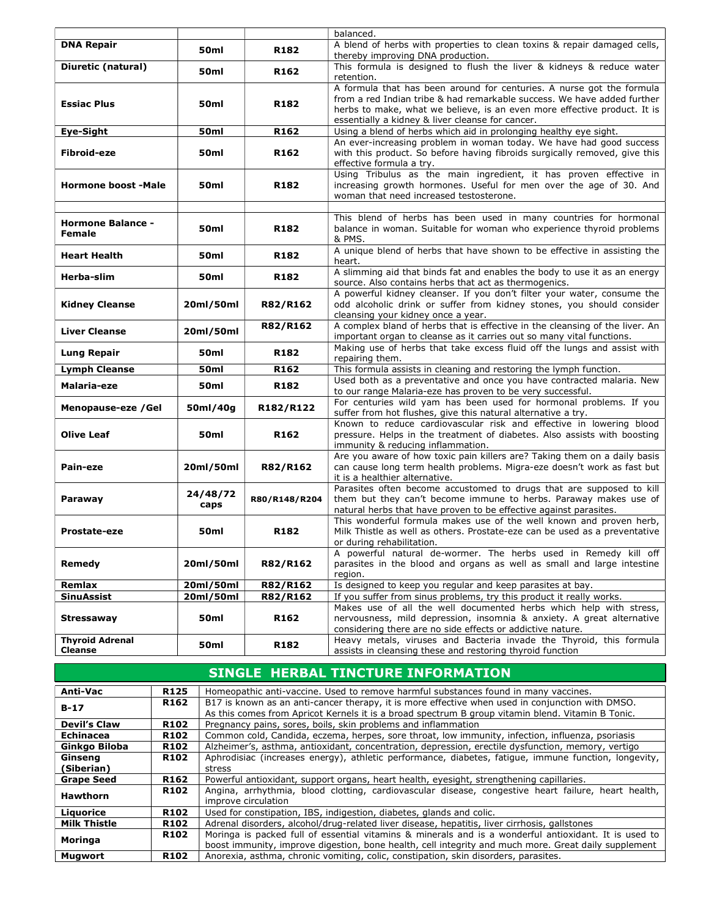| | | | |
|---|---|---|---|
| | | | balanced. |
| **DNA Repair** | **50ml** | **R182** | A blend of herbs with properties to clean toxins & repair damaged cells, thereby improving DNA production. |
| **Diuretic (natural)** | **50ml** | **R162** | This formula is designed to flush the liver & kidneys & reduce water retention. |
| **Essiac Plus** | **50ml** | **R182** | A formula that has been around for centuries. A nurse got the formula from a red Indian tribe & had remarkable success. We have added further herbs to make, what we believe, is an even more effective product. It is essentially a kidney & liver cleanse for cancer. |
| **Eye-Sight** | **50ml** | **R162** | Using a blend of herbs which aid in prolonging healthy eye sight. |
| **Fibroid-eze** | **50ml** | **R162** | An ever-increasing problem in woman today. We have had good success with this product. So before having fibroids surgically removed, give this effective formula a try. |
| **Hormone boost -Male** | **50ml** | **R182** | Using Tribulus as the main ingredient, it has proven effective in increasing growth hormones. Useful for men over the age of 30. And woman that need increased testosterone. |
| | | | |
| **Hormone Balance - Female** | **50ml** | **R182** | This blend of herbs has been used in many countries for hormonal balance in woman. Suitable for woman who experience thyroid problems & PMS. |
| **Heart Health** | **50ml** | **R182** | A unique blend of herbs that have shown to be effective in assisting the heart. |
| **Herba-slim** | **50ml** | **R182** | A slimming aid that binds fat and enables the body to use it as an energy source. Also contains herbs that act as thermogenics. |
| **Kidney Cleanse** | **20ml/50ml** | **R82/R162** | A powerful kidney cleanser. If you don't filter your water, consume the odd alcoholic drink or suffer from kidney stones, you should consider cleansing your kidney once a year. |
| **Liver Cleanse** | **20ml/50ml** | **R82/R162** | A complex bland of herbs that is effective in the cleansing of the liver. An important organ to cleanse as it carries out so many vital functions. |
| **Lung Repair** | **50ml** | **R182** | Making use of herbs that take excess fluid off the lungs and assist with repairing them. |
| **Lymph Cleanse** | **50ml** | **R162** | This formula assists in cleaning and restoring the lymph function. |
| **Malaria-eze** | **50ml** | **R182** | Used both as a preventative and once you have contracted malaria. New to our range Malaria-eze has proven to be very successful. |
| **Menopause-eze /Gel** | **50ml/40g** | **R182/R122** | For centuries wild yam has been used for hormonal problems. If you suffer from hot flushes, give this natural alternative a try. |
| **Olive Leaf** | **50ml** | **R162** | Known to reduce cardiovascular risk and effective in lowering blood pressure. Helps in the treatment of diabetes. Also assists with boosting immunity & reducing inflammation. |
| **Pain-eze** | **20ml/50ml** | **R82/R162** | Are you aware of how toxic pain killers are? Taking them on a daily basis can cause long term health problems. Migra-eze doesn't work as fast but it is a healthier alternative. |
| **Paraway** | **24/48/72 caps** | **R80/R148/R204** | Parasites often become accustomed to drugs that are supposed to kill them but they can't become immune to herbs. Paraway makes use of natural herbs that have proven to be effective against parasites. |
| **Prostate-eze** | **50ml** | **R182** | This wonderful formula makes use of the well known and proven herb, Milk Thistle as well as others. Prostate-eze can be used as a preventative or during rehabilitation. |
| **Remedy** | **20ml/50ml** | **R82/R162** | A powerful natural de-wormer. The herbs used in Remedy kill off parasites in the blood and organs as well as small and large intestine region. |
| **Remlax** | **20ml/50ml** | **R82/R162** | Is designed to keep you regular and keep parasites at bay. |
| **SinuAssist** | **20ml/50ml** | **R82/R162** | If you suffer from sinus problems, try this product it really works. |
| **Stressaway** | **50ml** | **R162** | Makes use of all the well documented herbs which help with stress, nervousness, mild depression, insomnia & anxiety. A great alternative considering there are no side effects or addictive nature. |
| **Thyroid Adrenal Cleanse** | **50ml** | **R182** | Heavy metals, viruses and Bacteria invade the Thyroid, this formula assists in cleansing these and restoring thyroid function |

## SINGLE HERBAL TINCTURE INFORMATION

| | | |
|---|---|---|
| **Anti-Vac** | **R125** | Homeopathic anti-vaccine. Used to remove harmful substances found in many vaccines. |
| **B-17** | **R162** | B17 is known as an anti-cancer therapy, it is more effective when used in conjunction with DMSO. As this comes from Apricot Kernels it is a broad spectrum B group vitamin blend. Vitamin B Tonic. |
| **Devil's Claw** | **R102** | Pregnancy pains, sores, boils, skin problems and inflammation |
| **Echinacea** | **R102** | Common cold, Candida, eczema, herpes, sore throat, low immunity, infection, influenza, psoriasis |
| **Ginkgo Biloba** | **R102** | Alzheimer's, asthma, antioxidant, concentration, depression, erectile dysfunction, memory, vertigo |
| **Ginseng (Siberian)** | **R102** | Aphrodisiac (increases energy), athletic performance, diabetes, fatigue, immune function, longevity, stress |
| **Grape Seed** | **R162** | Powerful antioxidant, support organs, heart health, eyesight, strengthening capillaries. |
| **Hawthorn** | **R102** | Angina, arrhythmia, blood clotting, cardiovascular disease, congestive heart failure, heart health, improve circulation |
| **Liquorice** | **R102** | Used for constipation, IBS, indigestion, diabetes, glands and colic. |
| **Milk Thistle** | **R102** | Adrenal disorders, alcohol/drug-related liver disease, hepatitis, liver cirrhosis, gallstones |
| **Moringa** | **R102** | Moringa is packed full of essential vitamins & minerals and is a wonderful antioxidant. It is used to boost immunity, improve digestion, bone health, cell integrity and much more. Great daily supplement |
| **Mugwort** | **R102** | Anorexia, asthma, chronic vomiting, colic, constipation, skin disorders, parasites. |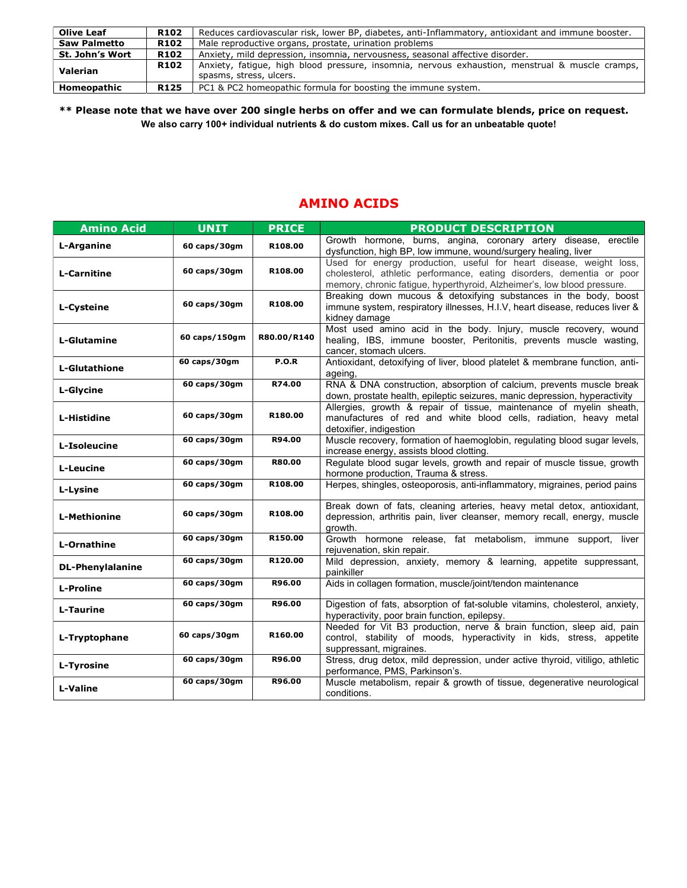| Olive Leaf | R102 | Reduces cardiovascular risk, lower BP, diabetes, anti-Inflammatory, antioxidant and immune booster. |
|---|---|---|
| Saw Palmetto | R102 | Male reproductive organs, prostate, urination problems |
| St. John's Wort | R102 | Anxiety, mild depression, insomnia, nervousness, seasonal affective disorder. |
| Valerian | R102 | Anxiety, fatigue, high blood pressure, insomnia, nervous exhaustion, menstrual & muscle cramps, spasms, stress, ulcers. |
| Homeopathic | R125 | PC1 & PC2 homeopathic formula for boosting the immune system. |

**** Please note that we have over 200 single herbs on offer and we can formulate blends, price on request.**

**We also carry 100+ individual nutrients & do custom mixes. Call us for an unbeatable quote!**

## AMINO ACIDS

| Amino Acid | UNIT | PRICE | PRODUCT DESCRIPTION |
|---|---|---|---|
| **L-Arganine** | 60 caps/30gm | R108.00 | Growth hormone, burns, angina, coronary artery disease, erectile dysfunction, high BP, low immune, wound/surgery healing, liver |
| **L-Carnitine** | 60 caps/30gm | R108.00 | Used for energy production, useful for heart disease, weight loss, cholesterol, athletic performance, eating disorders, dementia or poor memory, chronic fatigue, hyperthyroid, Alzheimer's, low blood pressure. |
| **L-Cysteine** | 60 caps/30gm | R108.00 | Breaking down mucous & detoxifying substances in the body, boost immune system, respiratory illnesses, H.I.V, heart disease, reduces liver & kidney damage |
| **L-Glutamine** | 60 caps/150gm | R80.00/R140 | Most used amino acid in the body. Injury, muscle recovery, wound healing, IBS, immune booster, Peritonitis, prevents muscle wasting, cancer, stomach ulcers. |
| **L-Glutathione** | 60 caps/30gm | P.O.R | Antioxidant, detoxifying of liver, blood platelet & membrane function, anti-ageing, |
| **L-Glycine** | 60 caps/30gm | R74.00 | RNA & DNA construction, absorption of calcium, prevents muscle break down, prostate health, epileptic seizures, manic depression, hyperactivity |
| **L-Histidine** | 60 caps/30gm | R180.00 | Allergies, growth & repair of tissue, maintenance of myelin sheath, manufactures of red and white blood cells, radiation, heavy metal detoxifier, indigestion |
| **L-Isoleucine** | 60 caps/30gm | R94.00 | Muscle recovery, formation of haemoglobin, regulating blood sugar levels, increase energy, assists blood clotting. |
| **L-Leucine** | 60 caps/30gm | R80.00 | Regulate blood sugar levels, growth and repair of muscle tissue, growth hormone production, Trauma & stress. |
| **L-Lysine** | 60 caps/30gm | R108.00 | Herpes, shingles, osteoporosis, anti-inflammatory, migraines, period pains |
| **L-Methionine** | 60 caps/30gm | R108.00 | Break down of fats, cleaning arteries, heavy metal detox, antioxidant, depression, arthritis pain, liver cleanser, memory recall, energy, muscle growth. |
| **L-Ornathine** | 60 caps/30gm | R150.00 | Growth hormone release, fat metabolism, immune support, liver rejuvenation, skin repair. |
| **DL-Phenylalanine** | 60 caps/30gm | R120.00 | Mild depression, anxiety, memory & learning, appetite suppressant, painkiller |
| **L-Proline** | 60 caps/30gm | R96.00 | Aids in collagen formation, muscle/joint/tendon maintenance |
| **L-Taurine** | 60 caps/30gm | R96.00 | Digestion of fats, absorption of fat-soluble vitamins, cholesterol, anxiety, hyperactivity, poor brain function, epilepsy. |
| **L-Tryptophane** | 60 caps/30gm | R160.00 | Needed for Vit B3 production, nerve & brain function, sleep aid, pain control, stability of moods, hyperactivity in kids, stress, appetite suppressant, migraines. |
| **L-Tyrosine** | 60 caps/30gm | R96.00 | Stress, drug detox, mild depression, under active thyroid, vitiligo, athletic performance, PMS, Parkinson's. |
| **L-Valine** | 60 caps/30gm | R96.00 | Muscle metabolism, repair & growth of tissue, degenerative neurological conditions. |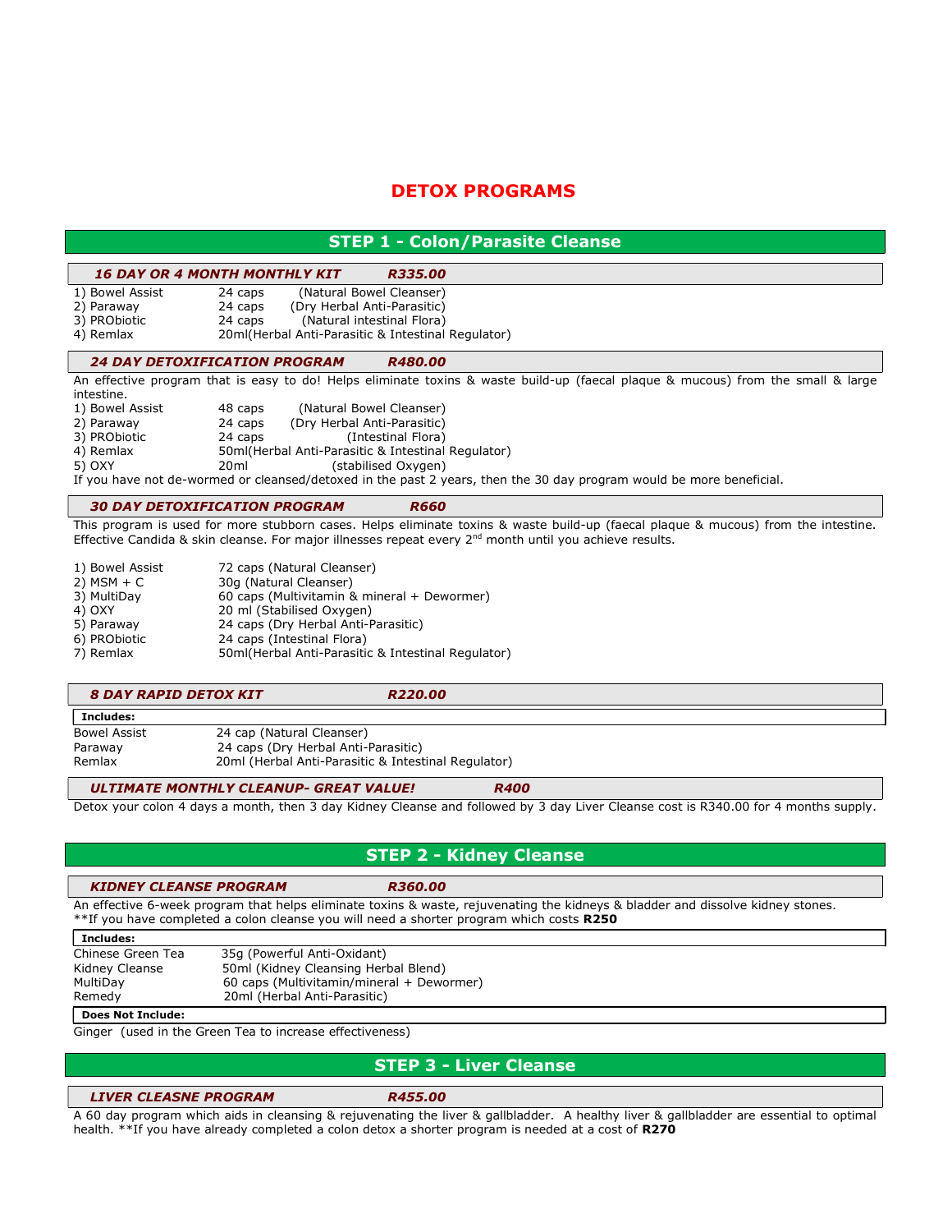# DETOX PROGRAMS

## STEP 1 - Colon/Parasite Cleanse

### *16 DAY OR 4 MONTH MONTHLY KIT R335.00*

1) Bowel Assist 24 caps (Natural Bowel Cleanser)
2) Paraway 24 caps (Dry Herbal Anti-Parasitic)
3) PRObiotic 24 caps (Natural intestinal Flora)
4) Remlax 20ml(Herbal Anti-Parasitic & Intestinal Regulator)

### *24 DAY DETOXIFICATION PROGRAM R480.00*

An effective program that is easy to do! Helps eliminate toxins & waste build-up (faecal plaque & mucous) from the small & large intestine.

1) Bowel Assist 48 caps (Natural Bowel Cleanser)
2) Paraway 24 caps (Dry Herbal Anti-Parasitic)
3) PRObiotic 24 caps (Intestinal Flora)
4) Remlax 50ml(Herbal Anti-Parasitic & Intestinal Regulator)
5) OXY 20ml (stabilised Oxygen)

If you have not de-wormed or cleansed/detoxed in the past 2 years, then the 30 day program would be more beneficial.

### *30 DAY DETOXIFICATION PROGRAM R660*

This program is used for more stubborn cases. Helps eliminate toxins & waste build-up (faecal plaque & mucous) from the intestine. Effective Candida & skin cleanse. For major illnesses repeat every 2nd month until you achieve results.

1) Bowel Assist 72 caps (Natural Cleanser)
2) MSM + C 30g (Natural Cleanser)
3) MultiDay 60 caps (Multivitamin & mineral + Dewormer)
4) OXY 20 ml (Stabilised Oxygen)
5) Paraway 24 caps (Dry Herbal Anti-Parasitic)
6) PRObiotic 24 caps (Intestinal Flora)
7) Remlax 50ml(Herbal Anti-Parasitic & Intestinal Regulator)

### *8 DAY RAPID DETOX KIT R220.00*

**Includes:**

Bowel Assist 24 cap (Natural Cleanser)
Paraway 24 caps (Dry Herbal Anti-Parasitic)
Remlax 20ml (Herbal Anti-Parasitic & Intestinal Regulator)

### *ULTIMATE MONTHLY CLEANUP- GREAT VALUE! R400*

Detox your colon 4 days a month, then 3 day Kidney Cleanse and followed by 3 day Liver Cleanse cost is R340.00 for 4 months supply.

## STEP 2 - Kidney Cleanse

### *KIDNEY CLEANSE PROGRAM R360.00*

An effective 6-week program that helps eliminate toxins & waste, rejuvenating the kidneys & bladder and dissolve kidney stones.
**If you have completed a colon cleanse you will need a shorter program which costs **R250**

**Includes:**

Chinese Green Tea 35g (Powerful Anti-Oxidant)
Kidney Cleanse 50ml (Kidney Cleansing Herbal Blend)
MultiDay 60 caps (Multivitamin/mineral + Dewormer)
Remedy 20ml (Herbal Anti-Parasitic)

**Does Not Include:**

Ginger (used in the Green Tea to increase effectiveness)

## STEP 3 - Liver Cleanse

### *LIVER CLEASNE PROGRAM R455.00*

A 60 day program which aids in cleansing & rejuvenating the liver & gallbladder. A healthy liver & gallbladder are essential to optimal health. **If you have already completed a colon detox a shorter program is needed at a cost of **R270**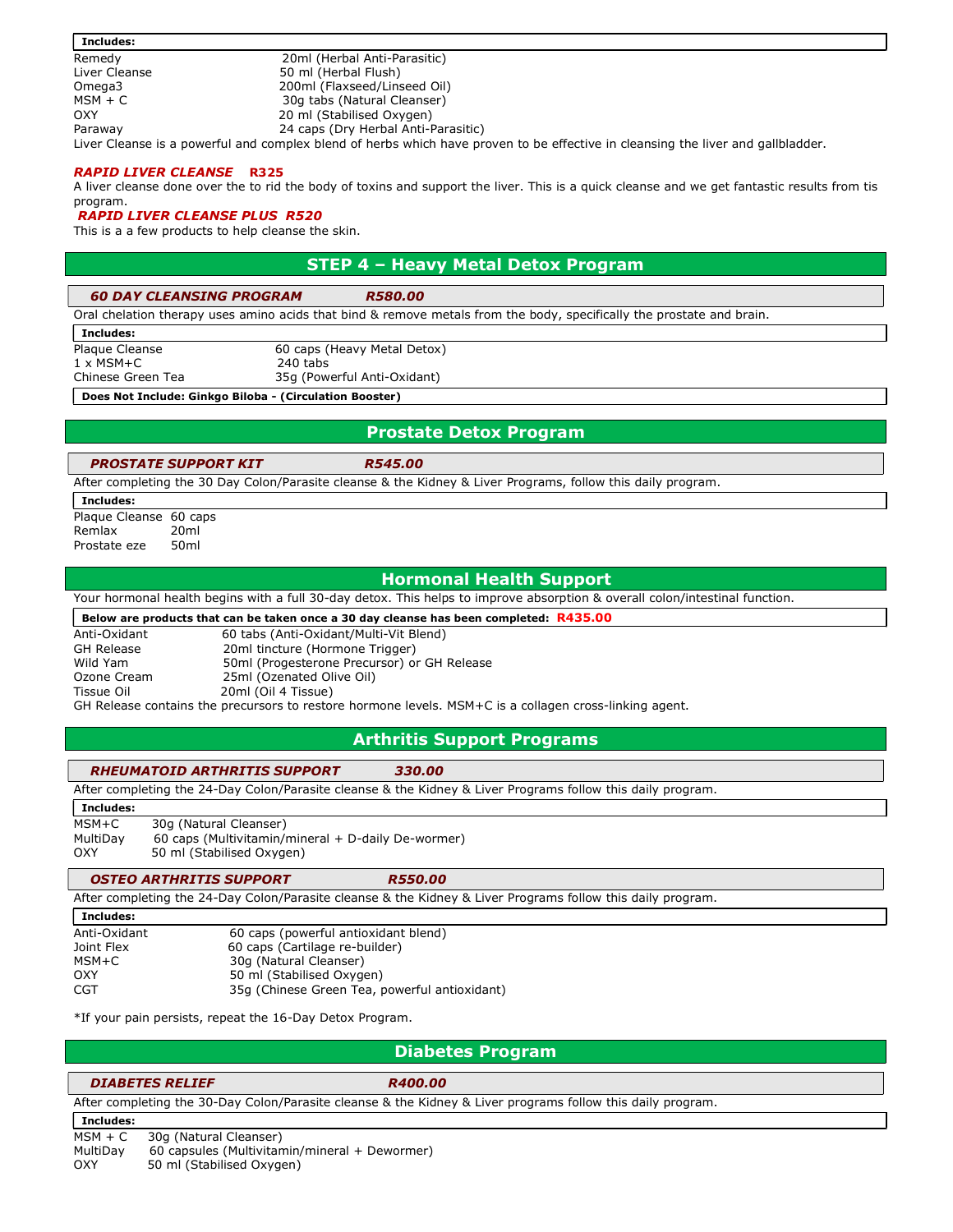**Includes:**

| | |
|---|---|
| Remedy | 20ml (Herbal Anti-Parasitic) |
| Liver Cleanse | 50 ml (Herbal Flush) |
| Omega3 | 200ml (Flaxseed/Linseed Oil) |
| MSM + C | 30g tabs (Natural Cleanser) |
| OXY | 20 ml (Stabilised Oxygen) |
| Paraway | 24 caps (Dry Herbal Anti-Parasitic) |

Liver Cleanse is a powerful and complex blend of herbs which have proven to be effective in cleansing the liver and gallbladder.

***RAPID LIVER CLEANSE*** **R325**

A liver cleanse done over the to rid the body of toxins and support the liver. This is a quick cleanse and we get fantastic results from tis program.

***RAPID LIVER CLEANSE PLUS R520***

This is a a few products to help cleanse the skin.

## STEP 4 – Heavy Metal Detox Program

***60 DAY CLEANSING PROGRAM R580.00***

Oral chelation therapy uses amino acids that bind & remove metals from the body, specifically the prostate and brain.

**Includes:**

| | |
|---|---|
| Plaque Cleanse | 60 caps (Heavy Metal Detox) |
| 1 x MSM+C | 240 tabs |
| Chinese Green Tea | 35g (Powerful Anti-Oxidant) |

**Does Not Include: Ginkgo Biloba - (Circulation Booster)**

## Prostate Detox Program

***PROSTATE SUPPORT KIT R545.00***

After completing the 30 Day Colon/Parasite cleanse & the Kidney & Liver Programs, follow this daily program.

**Includes:**

| | |
|---|---|
| Plaque Cleanse | 60 caps |
| Remlax | 20ml |
| Prostate eze | 50ml |

## Hormonal Health Support

Your hormonal health begins with a full 30-day detox. This helps to improve absorption & overall colon/intestinal function.

**Below are products that can be taken once a 30 day cleanse has been completed: R435.00**

| | |
|---|---|
| Anti-Oxidant | 60 tabs (Anti-Oxidant/Multi-Vit Blend) |
| GH Release | 20ml tincture (Hormone Trigger) |
| Wild Yam | 50ml (Progesterone Precursor) or GH Release |
| Ozone Cream | 25ml (Ozenated Olive Oil) |
| Tissue Oil | 20ml (Oil 4 Tissue) |

GH Release contains the precursors to restore hormone levels. MSM+C is a collagen cross-linking agent.

## Arthritis Support Programs

***RHEUMATOID ARTHRITIS SUPPORT 330.00***

After completing the 24-Day Colon/Parasite cleanse & the Kidney & Liver Programs follow this daily program.

**Includes:**

| | |
|---|---|
| MSM+C | 30g (Natural Cleanser) |
| MultiDay | 60 caps (Multivitamin/mineral + D-daily De-wormer) |
| OXY | 50 ml (Stabilised Oxygen) |

***OSTEO ARTHRITIS SUPPORT R550.00***

After completing the 24-Day Colon/Parasite cleanse & the Kidney & Liver Programs follow this daily program.

**Includes:**

| | |
|---|---|
| Anti-Oxidant | 60 caps (powerful antioxidant blend) |
| Joint Flex | 60 caps (Cartilage re-builder) |
| MSM+C | 30g (Natural Cleanser) |
| OXY | 50 ml (Stabilised Oxygen) |
| CGT | 35g (Chinese Green Tea, powerful antioxidant) |

*If your pain persists, repeat the 16-Day Detox Program.

## Diabetes Program

***DIABETES RELIEF R400.00***

After completing the 30-Day Colon/Parasite cleanse & the Kidney & Liver programs follow this daily program.

**Includes:**

| | |
|---|---|
| MSM + C | 30g (Natural Cleanser) |
| MultiDay | 60 capsules (Multivitamin/mineral + Dewormer) |
| OXY | 50 ml (Stabilised Oxygen) |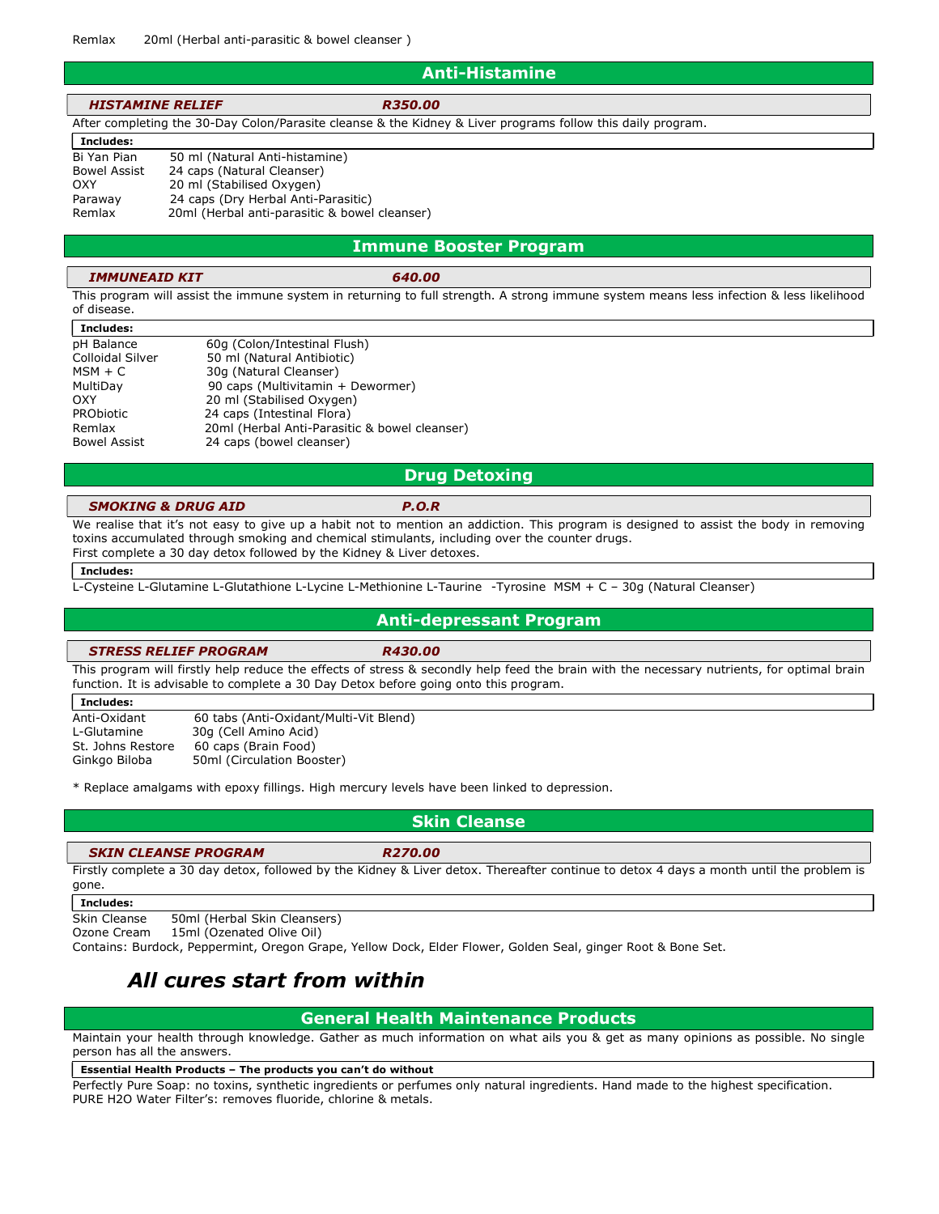Remlax 20ml (Herbal anti-parasitic & bowel cleanser )

## Anti-Histamine

***HISTAMINE RELIEF*** ***R350.00***

After completing the 30-Day Colon/Parasite cleanse & the Kidney & Liver programs follow this daily program.

**Includes:**

| | |
|---|---|
| Bi Yan Pian | 50 ml (Natural Anti-histamine) |
| Bowel Assist | 24 caps (Natural Cleanser) |
| OXY | 20 ml (Stabilised Oxygen) |
| Paraway | 24 caps (Dry Herbal Anti-Parasitic) |
| Remlax | 20ml (Herbal anti-parasitic & bowel cleanser) |

## Immune Booster Program

***IMMUNEAID KIT*** ***640.00***

This program will assist the immune system in returning to full strength. A strong immune system means less infection & less likelihood of disease.

**Includes:**

| | |
|---|---|
| pH Balance | 60g (Colon/Intestinal Flush) |
| Colloidal Silver | 50 ml (Natural Antibiotic) |
| MSM + C | 30g (Natural Cleanser) |
| MultiDay | 90 caps (Multivitamin + Dewormer) |
| OXY | 20 ml (Stabilised Oxygen) |
| PRObiotic | 24 caps (Intestinal Flora) |
| Remlax | 20ml (Herbal Anti-Parasitic & bowel cleanser) |
| Bowel Assist | 24 caps (bowel cleanser) |

## Drug Detoxing

***SMOKING & DRUG AID*** ***P.O.R***

We realise that it's not easy to give up a habit not to mention an addiction. This program is designed to assist the body in removing toxins accumulated through smoking and chemical stimulants, including over the counter drugs.
First complete a 30 day detox followed by the Kidney & Liver detoxes.

**Includes:**

L-Cysteine L-Glutamine L-Glutathione L-Lycine L-Methionine L-Taurine -Tyrosine MSM + C – 30g (Natural Cleanser)

## Anti-depressant Program

***STRESS RELIEF PROGRAM*** ***R430.00***

This program will firstly help reduce the effects of stress & secondly help feed the brain with the necessary nutrients, for optimal brain function. It is advisable to complete a 30 Day Detox before going onto this program.

**Includes:**

| | |
|---|---|
| Anti-Oxidant | 60 tabs (Anti-Oxidant/Multi-Vit Blend) |
| L-Glutamine | 30g (Cell Amino Acid) |
| St. Johns Restore | 60 caps (Brain Food) |
| Ginkgo Biloba | 50ml (Circulation Booster) |

* Replace amalgams with epoxy fillings. High mercury levels have been linked to depression.

## Skin Cleanse

***SKIN CLEANSE PROGRAM*** ***R270.00***

Firstly complete a 30 day detox, followed by the Kidney & Liver detox. Thereafter continue to detox 4 days a month until the problem is gone.

**Includes:**

| | |
|---|---|
| Skin Cleanse | 50ml (Herbal Skin Cleansers) |
| Ozone Cream | 15ml (Ozenated Olive Oil) |

Contains: Burdock, Peppermint, Oregon Grape, Yellow Dock, Elder Flower, Golden Seal, ginger Root & Bone Set.

# *All cures start from within*

## General Health Maintenance Products

Maintain your health through knowledge. Gather as much information on what ails you & get as many opinions as possible. No single person has all the answers.

**Essential Health Products – The products you can't do without**

Perfectly Pure Soap: no toxins, synthetic ingredients or perfumes only natural ingredients. Hand made to the highest specification.
PURE H2O Water Filter's: removes fluoride, chlorine & metals.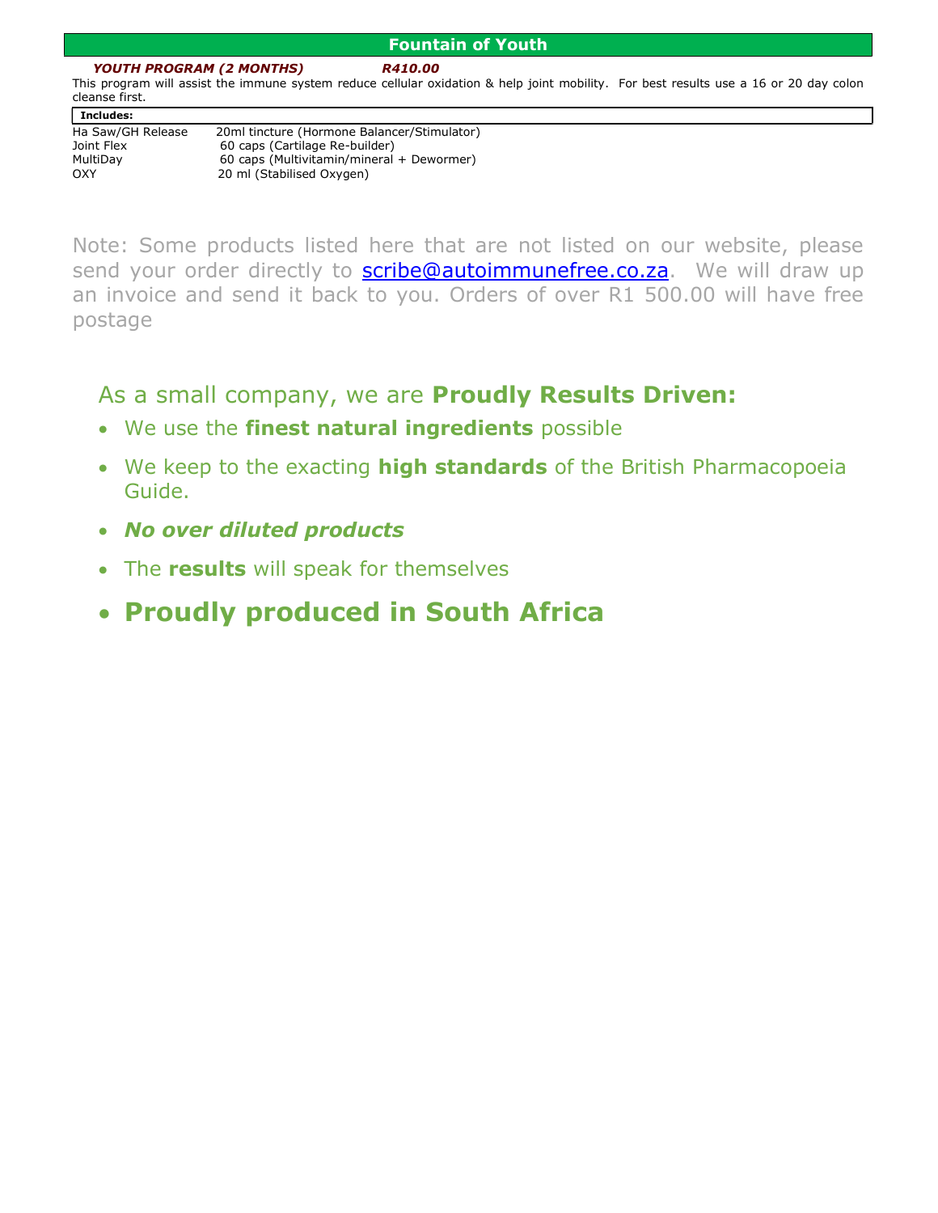## Fountain of Youth

***YOUTH PROGRAM (2 MONTHS)*** ***R410.00***

This program will assist the immune system reduce cellular oxidation & help joint mobility. For best results use a 16 or 20 day colon cleanse first.

| **Includes:** | |
|---|---|
| Ha Saw/GH Release | 20ml tincture (Hormone Balancer/Stimulator) |
| Joint Flex | 60 caps (Cartilage Re-builder) |
| MultiDay | 60 caps (Multivitamin/mineral + Dewormer) |
| OXY | 20 ml (Stabilised Oxygen) |

Note: Some products listed here that are not listed on our website, please send your order directly to scribe@autoimmunefree.co.za. We will draw up an invoice and send it back to you. Orders of over R1 500.00 will have free postage

As a small company, we are **Proudly Results Driven:**

- We use the **finest natural ingredients** possible
- We keep to the exacting **high standards** of the British Pharmacopoeia Guide.
- ***No over diluted products***
- The **results** will speak for themselves
- **Proudly produced in South Africa**